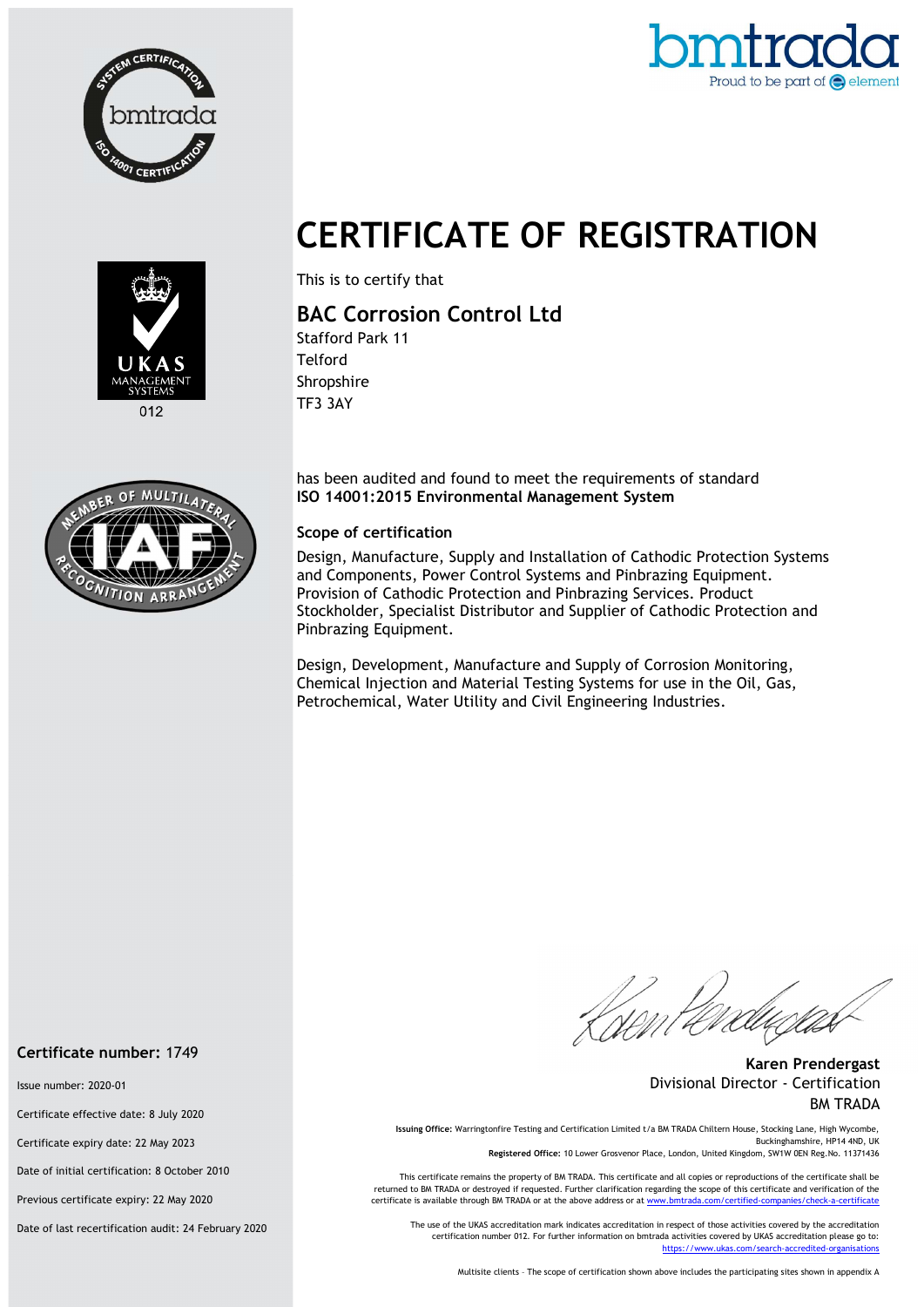# CERTIFICATE OF REGISTRATION

This is to certify that

## BAC Corrosion Control Ltd

Stafford Park 11
Telford
Shropshire
TF3 3AY

has been audited and found to meet the requirements of standard
**ISO 14001:2015 Environmental Management System**

### Scope of certification

Design, Manufacture, Supply and Installation of Cathodic Protection Systems and Components, Power Control Systems and Pinbrazing Equipment. Provision of Cathodic Protection and Pinbrazing Services. Product Stockholder, Specialist Distributor and Supplier of Cathodic Protection and Pinbrazing Equipment.

Design, Development, Manufacture and Supply of Corrosion Monitoring, Chemical Injection and Material Testing Systems for use in the Oil, Gas, Petrochemical, Water Utility and Civil Engineering Industries.

**Karen Prendergast**
Divisional Director - Certification
BM TRADA

**Certificate number:** 1749

Issue number: 2020-01

Certificate effective date: 8 July 2020

Certificate expiry date: 22 May 2023

Date of initial certification: 8 October 2010

Previous certificate expiry: 22 May 2020

Date of last recertification audit: 24 February 2020

**Issuing Office:** Warringtonfire Testing and Certification Limited t/a BM TRADA Chiltern House, Stocking Lane, High Wycombe, Buckinghamshire, HP14 4ND, UK
**Registered Office:** 10 Lower Grosvenor Place, London, United Kingdom, SW1W 0EN Reg.No. 11371436

This certificate remains the property of BM TRADA. This certificate and all copies or reproductions of the certificate shall be returned to BM TRADA or destroyed if requested. Further clarification regarding the scope of this certificate and verification of the certificate is available through BM TRADA or at the above address or at www.bmtrada.com/certified-companies/check-a-certificate

The use of the UKAS accreditation mark indicates accreditation in respect of those activities covered by the accreditation certification number 012. For further information on bmtrada activities covered by UKAS accreditation please go to: https://www.ukas.com/search-accredited-organisations

Multisite clients - The scope of certification shown above includes the participating sites shown in appendix A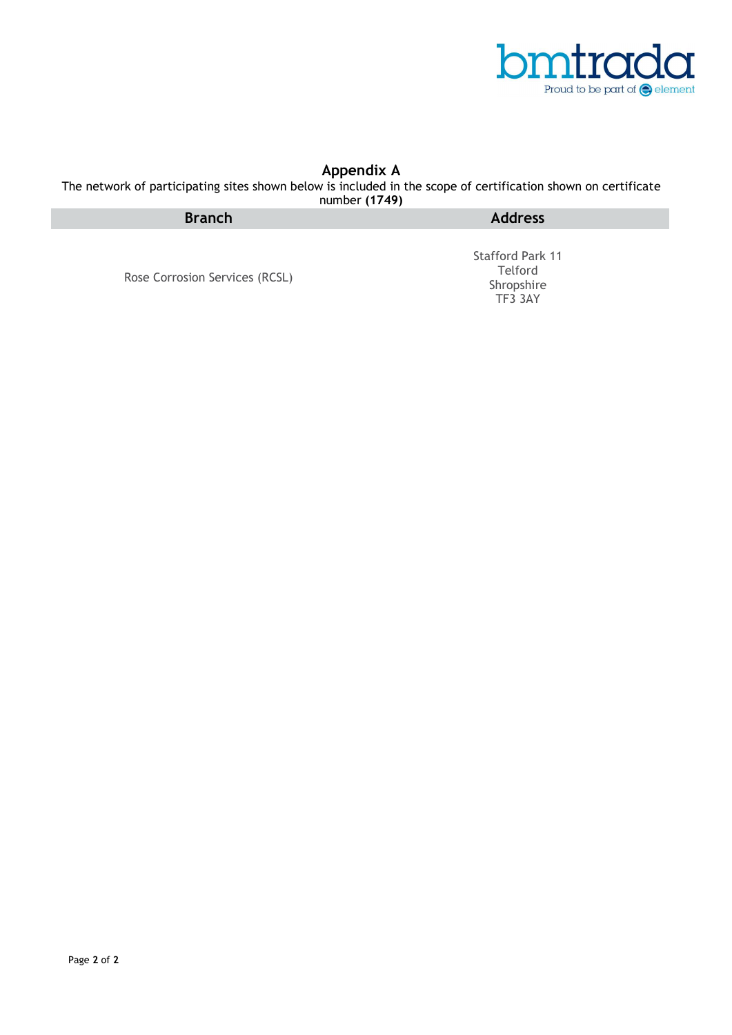## Appendix A

The network of participating sites shown below is included in the scope of certification shown on certificate number **(1749)**

| Branch | Address |
| --- | --- |
| Rose Corrosion Services (RCSL) | Stafford Park 11<br>Telford<br>Shropshire<br>TF3 3AY |